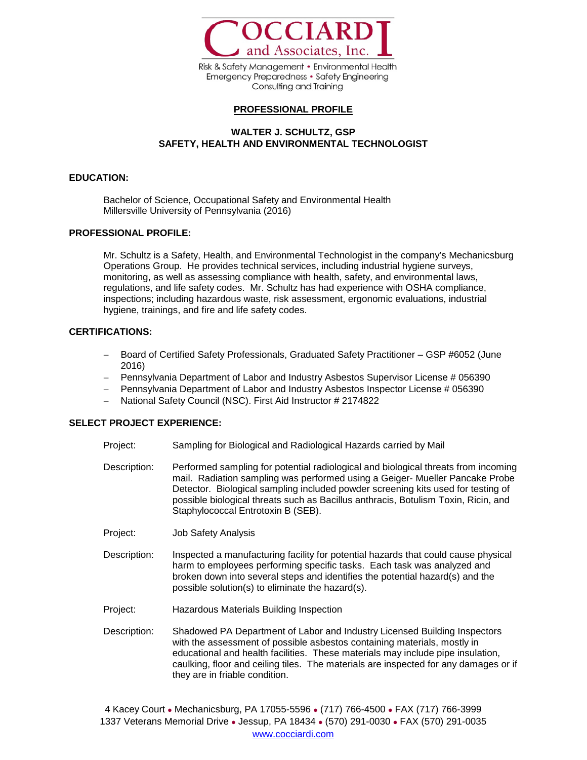# COCCIARDI and Associates, Inc.

Risk & Safety Management • Environmental Health
Emergency Preparedness • Safety Engineering
Consulting and Training

## PROFESSIONAL PROFILE

**WALTER J. SCHULTZ, GSP**
**SAFETY, HEALTH AND ENVIRONMENTAL TECHNOLOGIST**

### EDUCATION:

Bachelor of Science, Occupational Safety and Environmental Health
Millersville University of Pennsylvania (2016)

### PROFESSIONAL PROFILE:

Mr. Schultz is a Safety, Health, and Environmental Technologist in the company's Mechanicsburg Operations Group. He provides technical services, including industrial hygiene surveys, monitoring, as well as assessing compliance with health, safety, and environmental laws, regulations, and life safety codes. Mr. Schultz has had experience with OSHA compliance, inspections; including hazardous waste, risk assessment, ergonomic evaluations, industrial hygiene, trainings, and fire and life safety codes.

### CERTIFICATIONS:

- Board of Certified Safety Professionals, Graduated Safety Practitioner – GSP #6052 (June 2016)
- Pennsylvania Department of Labor and Industry Asbestos Supervisor License # 056390
- Pennsylvania Department of Labor and Industry Asbestos Inspector License # 056390
- National Safety Council (NSC). First Aid Instructor # 2174822

### SELECT PROJECT EXPERIENCE:

Project: Sampling for Biological and Radiological Hazards carried by Mail

Description: Performed sampling for potential radiological and biological threats from incoming mail. Radiation sampling was performed using a Geiger- Mueller Pancake Probe Detector. Biological sampling included powder screening kits used for testing of possible biological threats such as Bacillus anthracis, Botulism Toxin, Ricin, and Staphylococcal Entrotoxin B (SEB).

Project: Job Safety Analysis

Description: Inspected a manufacturing facility for potential hazards that could cause physical harm to employees performing specific tasks. Each task was analyzed and broken down into several steps and identifies the potential hazard(s) and the possible solution(s) to eliminate the hazard(s).

Project: Hazardous Materials Building Inspection

Description: Shadowed PA Department of Labor and Industry Licensed Building Inspectors with the assessment of possible asbestos containing materials, mostly in educational and health facilities. These materials may include pipe insulation, caulking, floor and ceiling tiles. The materials are inspected for any damages or if they are in friable condition.

4 Kacey Court • Mechanicsburg, PA 17055-5596 • (717) 766-4500 • FAX (717) 766-3999
1337 Veterans Memorial Drive • Jessup, PA 18434 • (570) 291-0030 • FAX (570) 291-0035
www.cocciardi.com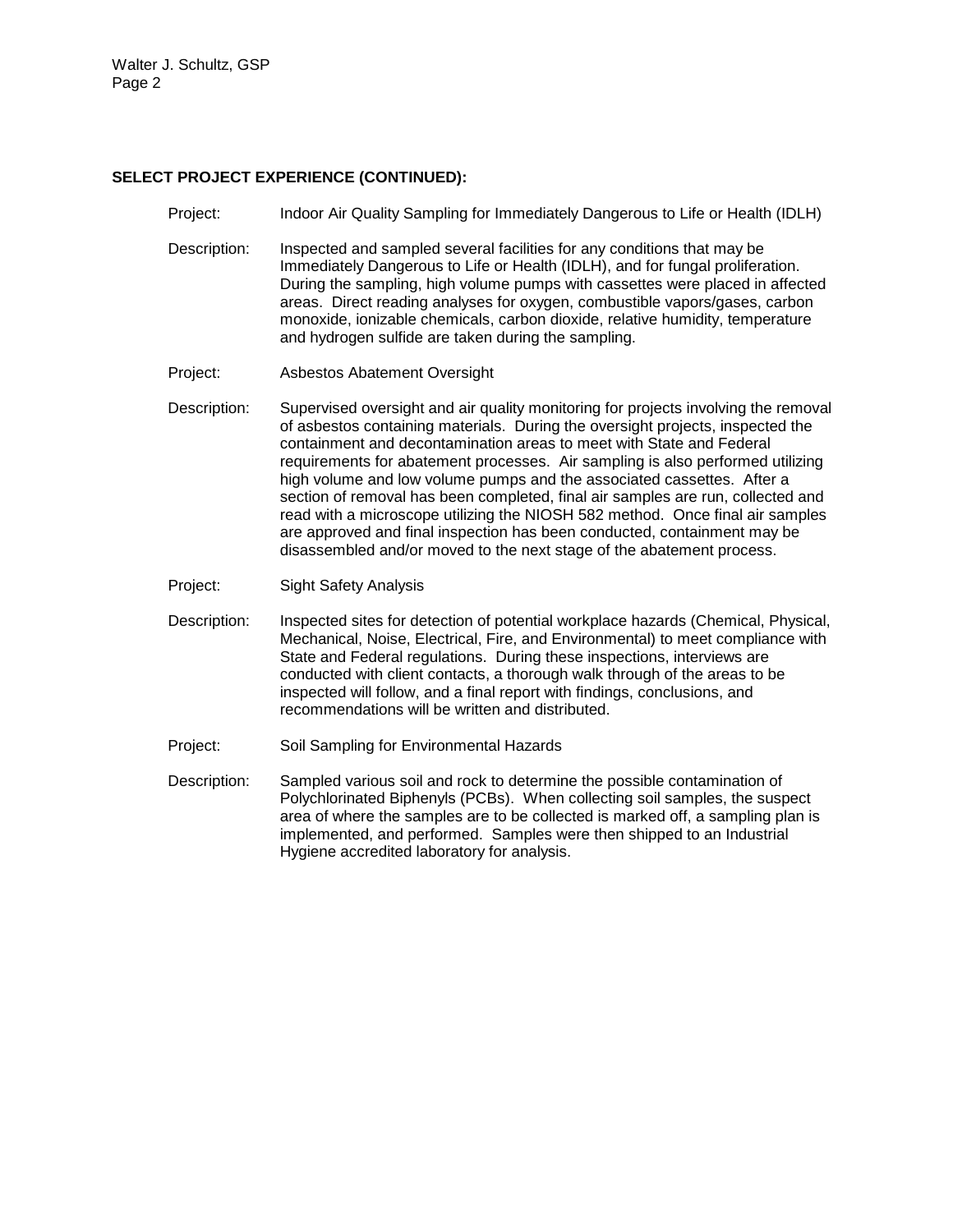**SELECT PROJECT EXPERIENCE (CONTINUED):**

Project: Indoor Air Quality Sampling for Immediately Dangerous to Life or Health (IDLH)

Description: Inspected and sampled several facilities for any conditions that may be Immediately Dangerous to Life or Health (IDLH), and for fungal proliferation. During the sampling, high volume pumps with cassettes were placed in affected areas. Direct reading analyses for oxygen, combustible vapors/gases, carbon monoxide, ionizable chemicals, carbon dioxide, relative humidity, temperature and hydrogen sulfide are taken during the sampling.

Project: Asbestos Abatement Oversight

Description: Supervised oversight and air quality monitoring for projects involving the removal of asbestos containing materials. During the oversight projects, inspected the containment and decontamination areas to meet with State and Federal requirements for abatement processes. Air sampling is also performed utilizing high volume and low volume pumps and the associated cassettes. After a section of removal has been completed, final air samples are run, collected and read with a microscope utilizing the NIOSH 582 method. Once final air samples are approved and final inspection has been conducted, containment may be disassembled and/or moved to the next stage of the abatement process.

Project: Sight Safety Analysis

Description: Inspected sites for detection of potential workplace hazards (Chemical, Physical, Mechanical, Noise, Electrical, Fire, and Environmental) to meet compliance with State and Federal regulations. During these inspections, interviews are conducted with client contacts, a thorough walk through of the areas to be inspected will follow, and a final report with findings, conclusions, and recommendations will be written and distributed.

Project: Soil Sampling for Environmental Hazards

Description: Sampled various soil and rock to determine the possible contamination of Polychlorinated Biphenyls (PCBs). When collecting soil samples, the suspect area of where the samples are to be collected is marked off, a sampling plan is implemented, and performed. Samples were then shipped to an Industrial Hygiene accredited laboratory for analysis.